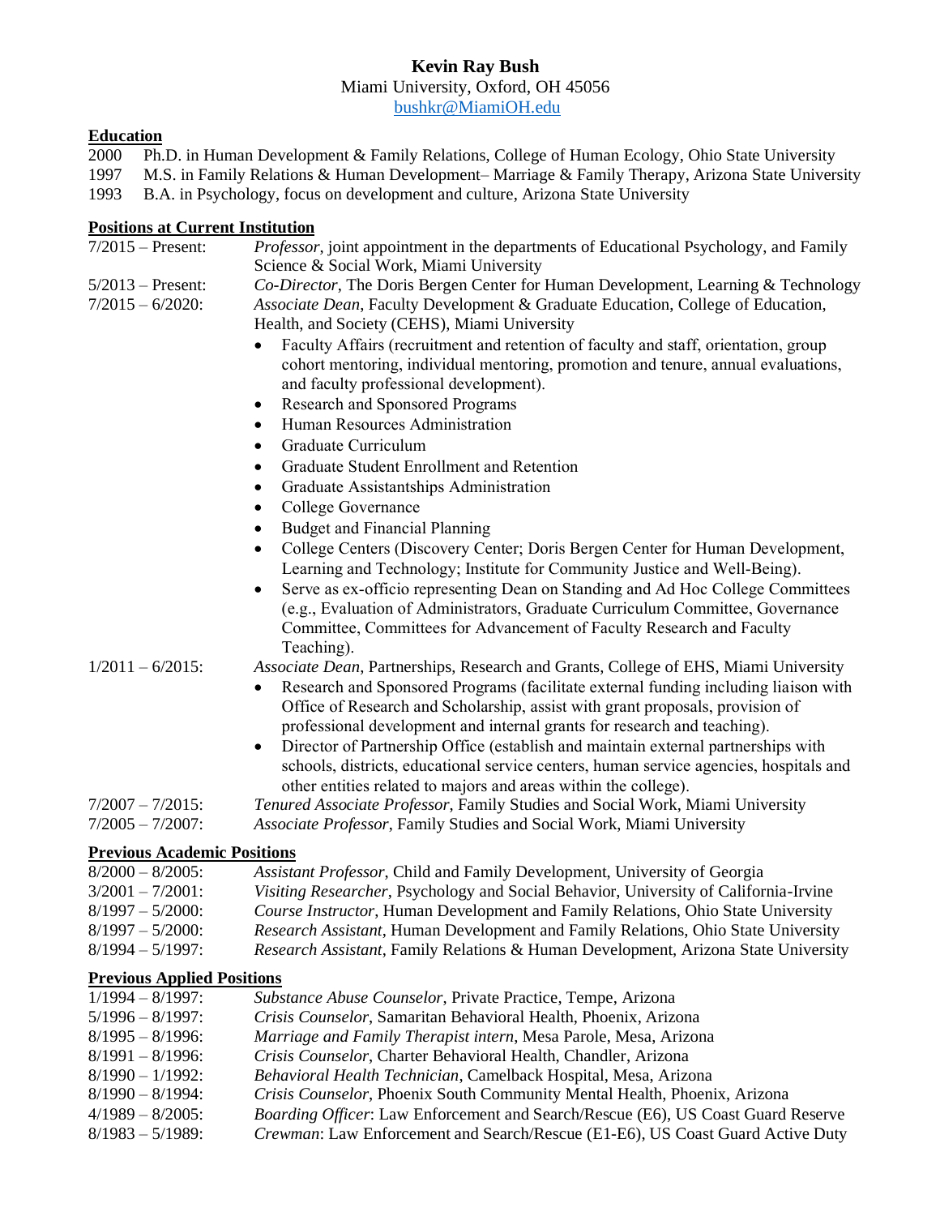# Kevin Ray Bush

Miami University, Oxford, OH 45056
bushkr@MiamiOH.edu

## Education

2000 Ph.D. in Human Development & Family Relations, College of Human Ecology, Ohio State University
1997 M.S. in Family Relations & Human Development– Marriage & Family Therapy, Arizona State University
1993 B.A. in Psychology, focus on development and culture, Arizona State University

## Positions at Current Institution

7/2015 – Present: *Professor*, joint appointment in the departments of Educational Psychology, and Family Science & Social Work, Miami University

5/2013 – Present: *Co-Director*, The Doris Bergen Center for Human Development, Learning & Technology

7/2015 – 6/2020: *Associate Dean*, Faculty Development & Graduate Education, College of Education, Health, and Society (CEHS), Miami University

- Faculty Affairs (recruitment and retention of faculty and staff, orientation, group cohort mentoring, individual mentoring, promotion and tenure, annual evaluations, and faculty professional development).
- Research and Sponsored Programs
- Human Resources Administration
- Graduate Curriculum
- Graduate Student Enrollment and Retention
- Graduate Assistantships Administration
- College Governance
- Budget and Financial Planning
- College Centers (Discovery Center; Doris Bergen Center for Human Development, Learning and Technology; Institute for Community Justice and Well-Being).
- Serve as ex-officio representing Dean on Standing and Ad Hoc College Committees (e.g., Evaluation of Administrators, Graduate Curriculum Committee, Governance Committee, Committees for Advancement of Faculty Research and Faculty Teaching).

1/2011 – 6/2015: *Associate Dean*, Partnerships, Research and Grants, College of EHS, Miami University

- Research and Sponsored Programs (facilitate external funding including liaison with Office of Research and Scholarship, assist with grant proposals, provision of professional development and internal grants for research and teaching).
- Director of Partnership Office (establish and maintain external partnerships with schools, districts, educational service centers, human service agencies, hospitals and other entities related to majors and areas within the college).

7/2007 – 7/2015: *Tenured Associate Professor*, Family Studies and Social Work, Miami University

7/2005 – 7/2007: *Associate Professor*, Family Studies and Social Work, Miami University

## Previous Academic Positions

8/2000 – 8/2005: *Assistant Professor*, Child and Family Development, University of Georgia
3/2001 – 7/2001: *Visiting Researcher*, Psychology and Social Behavior, University of California-Irvine
8/1997 – 5/2000: *Course Instructor*, Human Development and Family Relations, Ohio State University
8/1997 – 5/2000: *Research Assistant*, Human Development and Family Relations, Ohio State University
8/1994 – 5/1997: *Research Assistant*, Family Relations & Human Development, Arizona State University

## Previous Applied Positions

1/1994 – 8/1997: *Substance Abuse Counselor*, Private Practice, Tempe, Arizona
5/1996 – 8/1997: *Crisis Counselor*, Samaritan Behavioral Health, Phoenix, Arizona
8/1995 – 8/1996: *Marriage and Family Therapist intern*, Mesa Parole, Mesa, Arizona
8/1991 – 8/1996: *Crisis Counselor*, Charter Behavioral Health, Chandler, Arizona
8/1990 – 1/1992: *Behavioral Health Technician*, Camelback Hospital, Mesa, Arizona
8/1990 – 8/1994: *Crisis Counselor*, Phoenix South Community Mental Health, Phoenix, Arizona
4/1989 – 8/2005: *Boarding Officer*: Law Enforcement and Search/Rescue (E6), US Coast Guard Reserve
8/1983 – 5/1989: *Crewman*: Law Enforcement and Search/Rescue (E1-E6), US Coast Guard Active Duty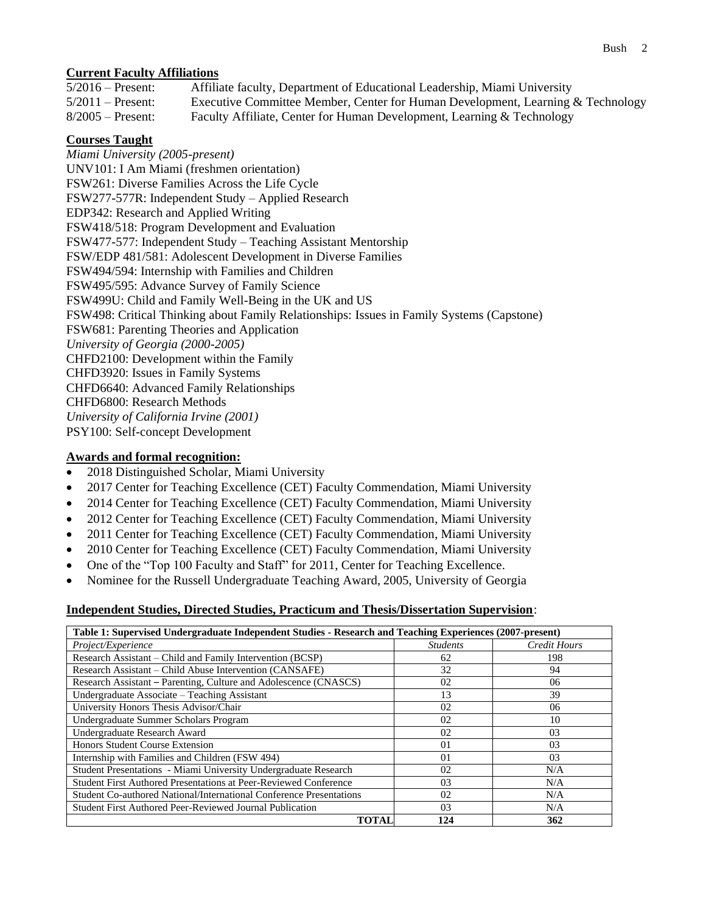**Current Faculty Affiliations**

5/2016 – Present: Affiliate faculty, Department of Educational Leadership, Miami University
5/2011 – Present: Executive Committee Member, Center for Human Development, Learning & Technology
8/2005 – Present: Faculty Affiliate, Center for Human Development, Learning & Technology

**Courses Taught**

*Miami University (2005-present)*
UNV101: I Am Miami (freshmen orientation)
FSW261: Diverse Families Across the Life Cycle
FSW277-577R: Independent Study – Applied Research
EDP342: Research and Applied Writing
FSW418/518: Program Development and Evaluation
FSW477-577: Independent Study – Teaching Assistant Mentorship
FSW/EDP 481/581: Adolescent Development in Diverse Families
FSW494/594: Internship with Families and Children
FSW495/595: Advance Survey of Family Science
FSW499U: Child and Family Well-Being in the UK and US
FSW498: Critical Thinking about Family Relationships: Issues in Family Systems (Capstone)
FSW681: Parenting Theories and Application
*University of Georgia (2000-2005)*
CHFD2100: Development within the Family
CHFD3920: Issues in Family Systems
CHFD6640: Advanced Family Relationships
CHFD6800: Research Methods
*University of California Irvine (2001)*
PSY100: Self-concept Development

**Awards and formal recognition:**

- 2018 Distinguished Scholar, Miami University
- 2017 Center for Teaching Excellence (CET) Faculty Commendation, Miami University
- 2014 Center for Teaching Excellence (CET) Faculty Commendation, Miami University
- 2012 Center for Teaching Excellence (CET) Faculty Commendation, Miami University
- 2011 Center for Teaching Excellence (CET) Faculty Commendation, Miami University
- 2010 Center for Teaching Excellence (CET) Faculty Commendation, Miami University
- One of the "Top 100 Faculty and Staff" for 2011, Center for Teaching Excellence.
- Nominee for the Russell Undergraduate Teaching Award, 2005, University of Georgia

**Independent Studies, Directed Studies, Practicum and Thesis/Dissertation Supervision**:

**Table 1: Supervised Undergraduate Independent Studies - Research and Teaching Experiences (2007-present)**

| *Project/Experience* | *Students* | *Credit Hours* |
|---|---|---|
| Research Assistant – Child and Family Intervention (BCSP) | 62 | 198 |
| Research Assistant – Child Abuse Intervention (CANSAFE) | 32 | 94 |
| Research Assistant – Parenting, Culture and Adolescence (CNASCS) | 02 | 06 |
| Undergraduate Associate – Teaching Assistant | 13 | 39 |
| University Honors Thesis Advisor/Chair | 02 | 06 |
| Undergraduate Summer Scholars Program | 02 | 10 |
| Undergraduate Research Award | 02 | 03 |
| Honors Student Course Extension | 01 | 03 |
| Internship with Families and Children (FSW 494) | 01 | 03 |
| Student Presentations - Miami University Undergraduate Research | 02 | N/A |
| Student First Authored Presentations at Peer-Reviewed Conference | 03 | N/A |
| Student Co-authored National/International Conference Presentations | 02 | N/A |
| Student First Authored Peer-Reviewed Journal Publication | 03 | N/A |
| **TOTAL** | **124** | **362** |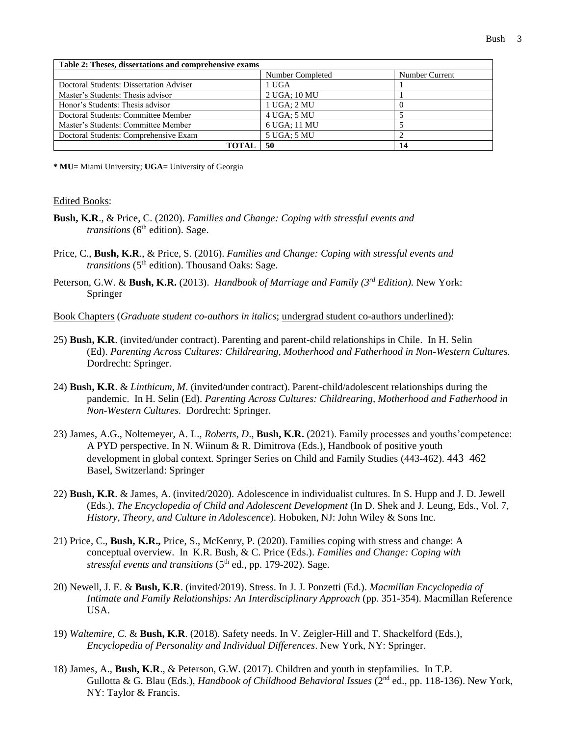| Table 2: Theses, dissertations and comprehensive exams | | |
|---|---|---|
| | Number Completed | Number Current |
| Doctoral Students: Dissertation Adviser | 1 UGA | 1 |
| Master's Students: Thesis advisor | 2 UGA; 10 MU | 1 |
| Honor's Students: Thesis advisor | 1 UGA; 2 MU | 0 |
| Doctoral Students: Committee Member | 4 UGA; 5 MU | 5 |
| Master's Students: Committee Member | 6 UGA; 11 MU | 5 |
| Doctoral Students: Comprehensive Exam | 5 UGA; 5 MU | 2 |
| **TOTAL** | **50** | **14** |

**\* MU**= Miami University; **UGA**= University of Georgia

Edited Books:

**Bush, K.R**., & Price, C. (2020). *Families and Change: Coping with stressful events and transitions* (6th edition). Sage.

Price, C., **Bush, K.R**., & Price, S. (2016). *Families and Change: Coping with stressful events and transitions* (5th edition). Thousand Oaks: Sage.

Peterson, G.W. & **Bush, K.R.** (2013). *Handbook of Marriage and Family (3rd Edition).* New York: Springer

Book Chapters (*Graduate student co-authors in italics*; <u>undergrad student co-authors underlined</u>):

25) **Bush, K.R**. (invited/under contract). Parenting and parent-child relationships in Chile. In H. Selin (Ed). *Parenting Across Cultures: Childrearing, Motherhood and Fatherhood in Non-Western Cultures.* Dordrecht: Springer.

24) **Bush, K.R**. & *Linthicum, M*. (invited/under contract). Parent-child/adolescent relationships during the pandemic. In H. Selin (Ed). *Parenting Across Cultures: Childrearing, Motherhood and Fatherhood in Non-Western Cultures.* Dordrecht: Springer.

23) James, A.G., Noltemeyer, A. L., *Roberts, D*., **Bush, K.R.** (2021). Family processes and youths'competence: A PYD perspective. In N. Wiinum & R. Dimitrova (Eds.), Handbook of positive youth development in global context. Springer Series on Child and Family Studies (443-462). 443–462 Basel, Switzerland: Springer

22) **Bush, K.R**. & James, A. (invited/2020). Adolescence in individualist cultures. In S. Hupp and J. D. Jewell (Eds.), *The Encyclopedia of Child and Adolescent Development* (In D. Shek and J. Leung, Eds., Vol. 7, *History, Theory, and Culture in Adolescence*). Hoboken, NJ: John Wiley & Sons Inc.

21) Price, C., **Bush, K.R.,** Price, S., McKenry, P. (2020). Families coping with stress and change: A conceptual overview. In K.R. Bush, & C. Price (Eds.). *Families and Change: Coping with stressful events and transitions* (5th ed., pp. 179-202). Sage.

20) Newell, J. E. & **Bush, K.R**. (invited/2019). Stress. In J. J. Ponzetti (Ed.). *Macmillan Encyclopedia of Intimate and Family Relationships: An Interdisciplinary Approach* (pp. 351-354). Macmillan Reference USA.

19) *Waltemire, C*. & **Bush, K.R**. (2018). Safety needs. In V. Zeigler-Hill and T. Shackelford (Eds.), *Encyclopedia of Personality and Individual Differences*. New York, NY: Springer.

18) James, A., **Bush, K.R**., & Peterson, G.W. (2017). Children and youth in stepfamilies. In T.P. Gullotta & G. Blau (Eds.), *Handbook of Childhood Behavioral Issues* (2nd ed., pp. 118-136). New York, NY: Taylor & Francis.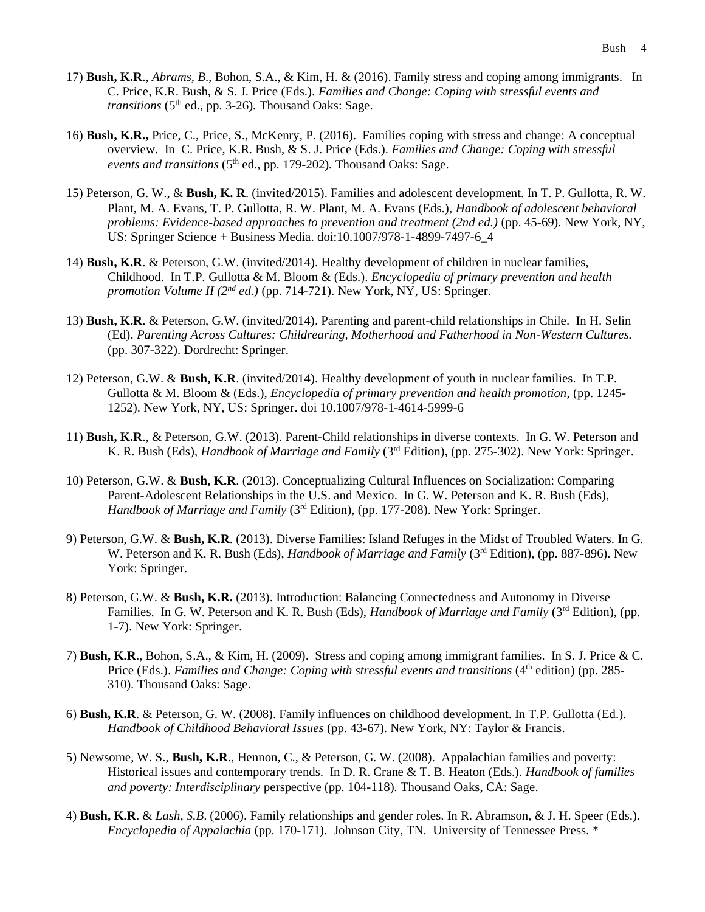17) **Bush, K.R**., *Abrams, B*., Bohon, S.A., & Kim, H. & (2016). Family stress and coping among immigrants. In C. Price, K.R. Bush, & S. J. Price (Eds.). *Families and Change: Coping with stressful events and transitions* (5th ed., pp. 3-26). Thousand Oaks: Sage.

16) **Bush, K.R.,** Price, C., Price, S., McKenry, P. (2016). Families coping with stress and change: A conceptual overview. In C. Price, K.R. Bush, & S. J. Price (Eds.). *Families and Change: Coping with stressful events and transitions* (5th ed., pp. 179-202). Thousand Oaks: Sage.

15) Peterson, G. W., & **Bush, K. R**. (invited/2015). Families and adolescent development. In T. P. Gullotta, R. W. Plant, M. A. Evans, T. P. Gullotta, R. W. Plant, M. A. Evans (Eds.), *Handbook of adolescent behavioral problems: Evidence-based approaches to prevention and treatment (2nd ed.)* (pp. 45-69). New York, NY, US: Springer Science + Business Media. doi:10.1007/978-1-4899-7497-6_4

14) **Bush, K.R**. & Peterson, G.W. (invited/2014). Healthy development of children in nuclear families, Childhood. In T.P. Gullotta & M. Bloom & (Eds.). *Encyclopedia of primary prevention and health promotion Volume II (2nd ed.)* (pp. 714-721). New York, NY, US: Springer.

13) **Bush, K.R**. & Peterson, G.W. (invited/2014). Parenting and parent-child relationships in Chile. In H. Selin (Ed). *Parenting Across Cultures: Childrearing, Motherhood and Fatherhood in Non-Western Cultures.* (pp. 307-322). Dordrecht: Springer.

12) Peterson, G.W. & **Bush, K.R**. (invited/2014). Healthy development of youth in nuclear families. In T.P. Gullotta & M. Bloom & (Eds.), *Encyclopedia of primary prevention and health promotion*, (pp. 1245-1252). New York, NY, US: Springer. doi 10.1007/978-1-4614-5999-6

11) **Bush, K.R**., & Peterson, G.W. (2013). Parent-Child relationships in diverse contexts. In G. W. Peterson and K. R. Bush (Eds), *Handbook of Marriage and Family* (3rd Edition), (pp. 275-302). New York: Springer.

10) Peterson, G.W. & **Bush, K.R**. (2013). Conceptualizing Cultural Influences on Socialization: Comparing Parent-Adolescent Relationships in the U.S. and Mexico. In G. W. Peterson and K. R. Bush (Eds), *Handbook of Marriage and Family* (3rd Edition), (pp. 177-208). New York: Springer.

9) Peterson, G.W. & **Bush, K.R**. (2013). Diverse Families: Island Refuges in the Midst of Troubled Waters. In G. W. Peterson and K. R. Bush (Eds), *Handbook of Marriage and Family* (3rd Edition), (pp. 887-896). New York: Springer.

8) Peterson, G.W. & **Bush, K.R.** (2013). Introduction: Balancing Connectedness and Autonomy in Diverse Families. In G. W. Peterson and K. R. Bush (Eds), *Handbook of Marriage and Family* (3rd Edition), (pp. 1-7). New York: Springer.

7) **Bush, K.R**., Bohon, S.A., & Kim, H. (2009). Stress and coping among immigrant families. In S. J. Price & C. Price (Eds.). *Families and Change: Coping with stressful events and transitions* (4th edition) (pp. 285-310). Thousand Oaks: Sage.

6) **Bush, K.R**. & Peterson, G. W. (2008). Family influences on childhood development. In T.P. Gullotta (Ed.). *Handbook of Childhood Behavioral Issues* (pp. 43-67). New York, NY: Taylor & Francis.

5) Newsome, W. S., **Bush, K.R**., Hennon, C., & Peterson, G. W. (2008). Appalachian families and poverty: Historical issues and contemporary trends. In D. R. Crane & T. B. Heaton (Eds.). *Handbook of families and poverty: Interdisciplinary* perspective (pp. 104-118). Thousand Oaks, CA: Sage.

4) **Bush, K.R**. & *Lash, S.B*. (2006). Family relationships and gender roles. In R. Abramson, & J. H. Speer (Eds.). *Encyclopedia of Appalachia* (pp. 170-171). Johnson City, TN. University of Tennessee Press. *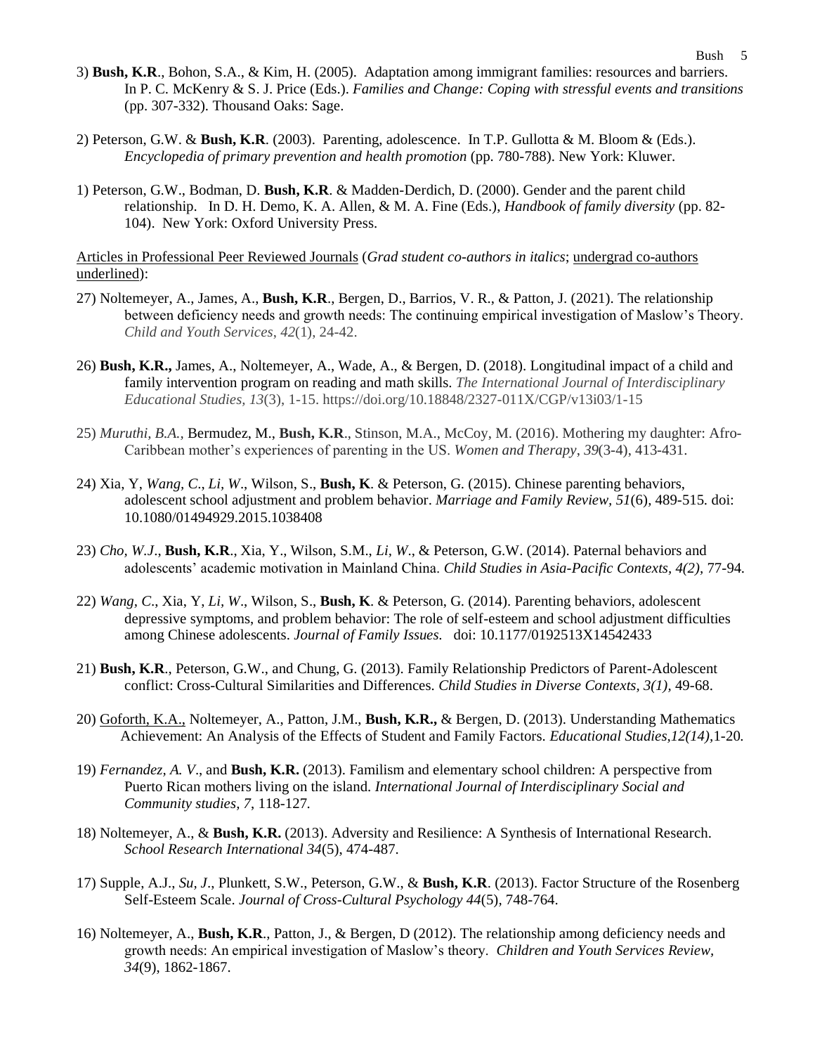3) **Bush, K.R**., Bohon, S.A., & Kim, H. (2005). Adaptation among immigrant families: resources and barriers. In P. C. McKenry & S. J. Price (Eds.). *Families and Change: Coping with stressful events and transitions* (pp. 307-332). Thousand Oaks: Sage.

2) Peterson, G.W. & **Bush, K.R**. (2003). Parenting, adolescence. In T.P. Gullotta & M. Bloom & (Eds.). *Encyclopedia of primary prevention and health promotion* (pp. 780-788). New York: Kluwer.

1) Peterson, G.W., Bodman, D. **Bush, K.R**. & Madden-Derdich, D. (2000). Gender and the parent child relationship. In D. H. Demo, K. A. Allen, & M. A. Fine (Eds.), *Handbook of family diversity* (pp. 82-104). New York: Oxford University Press.

<u>Articles in Professional Peer Reviewed Journals</u> (*Grad student co-authors in italics*; <u>undergrad co-authors underlined</u>):

27) Noltemeyer, A., James, A., **Bush, K.R**., Bergen, D., Barrios, V. R., & Patton, J. (2021). The relationship between deficiency needs and growth needs: The continuing empirical investigation of Maslow's Theory. *Child and Youth Services*, *42*(1), 24-42.

26) **Bush, K.R.,** James, A., Noltemeyer, A., Wade, A., & Bergen, D. (2018). Longitudinal impact of a child and family intervention program on reading and math skills. *The International Journal of Interdisciplinary Educational Studies, 13*(3), 1-15. https://doi.org/10.18848/2327-011X/CGP/v13i03/1-15

25) *Muruthi, B.A.,* Bermudez, M., **Bush, K.R**., Stinson, M.A., McCoy, M. (2016). Mothering my daughter: Afro-Caribbean mother's experiences of parenting in the US. *Women and Therapy*, *39*(3-4), 413-431.

24) Xia, Y, *Wang, C*., *Li, W*., Wilson, S., **Bush, K**. & Peterson, G. (2015). Chinese parenting behaviors, adolescent school adjustment and problem behavior. *Marriage and Family Review, 51*(6), 489-515. doi: 10.1080/01494929.2015.1038408

23) *Cho, W.J*., **Bush, K.R**., Xia, Y., Wilson, S.M., *Li, W*., & Peterson, G.W. (2014). Paternal behaviors and adolescents' academic motivation in Mainland China. *Child Studies in Asia-Pacific Contexts, 4(2)*, 77-94.

22) *Wang, C*., Xia, Y, *Li, W*., Wilson, S., **Bush, K**. & Peterson, G. (2014). Parenting behaviors, adolescent depressive symptoms, and problem behavior: The role of self-esteem and school adjustment difficulties among Chinese adolescents. *Journal of Family Issues.* doi: 10.1177/0192513X14542433

21) **Bush, K.R**., Peterson, G.W., and Chung, G. (2013). Family Relationship Predictors of Parent-Adolescent conflict: Cross-Cultural Similarities and Differences. *Child Studies in Diverse Contexts, 3(1)*, 49-68.

20) <u>Goforth, K.A.,</u> Noltemeyer, A., Patton, J.M., **Bush, K.R.,** & Bergen, D. (2013). Understanding Mathematics Achievement: An Analysis of the Effects of Student and Family Factors. *Educational Studies,12(14),*1-20*.*

19) *Fernandez, A. V*., and **Bush, K.R.** (2013). Familism and elementary school children: A perspective from Puerto Rican mothers living on the island. *International Journal of Interdisciplinary Social and Community studies, 7*, 118-127*.*

18) Noltemeyer, A., & **Bush, K.R.** (2013). Adversity and Resilience: A Synthesis of International Research. *School Research International 34*(5), 474-487.

17) Supple, A.J., *Su, J*., Plunkett, S.W., Peterson, G.W., & **Bush, K.R**. (2013). Factor Structure of the Rosenberg Self-Esteem Scale. *Journal of Cross-Cultural Psychology 44*(5), 748-764.

16) Noltemeyer, A., **Bush, K.R**., Patton, J., & Bergen, D (2012). The relationship among deficiency needs and growth needs: An empirical investigation of Maslow's theory. *Children and Youth Services Review, 34*(9), 1862-1867.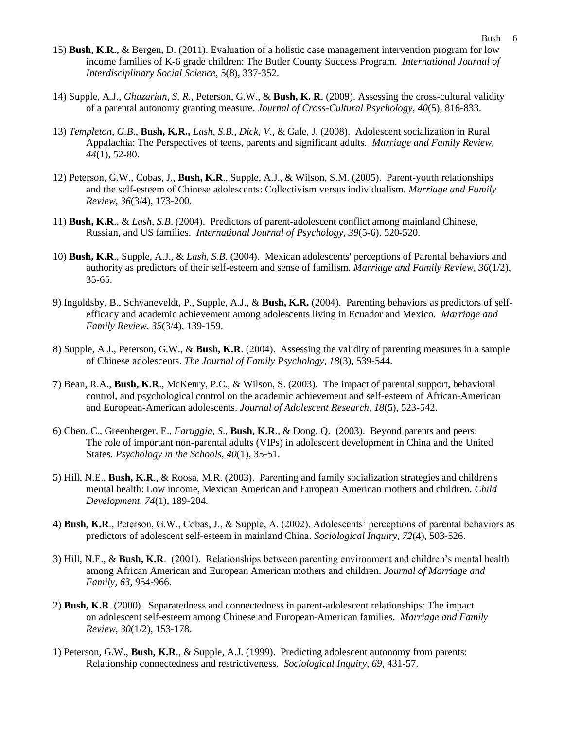15) **Bush, K.R.,** & Bergen, D. (2011). Evaluation of a holistic case management intervention program for low income families of K-6 grade children: The Butler County Success Program. *International Journal of Interdisciplinary Social Science,* 5(8), 337-352.

14) Supple, A.J., *Ghazarian, S. R.*, Peterson, G.W., & **Bush, K. R**. (2009). Assessing the cross-cultural validity of a parental autonomy granting measure. *Journal of Cross-Cultural Psychology, 40*(5), 816-833.

13) *Templeton, G.B*., **Bush, K.R.,** *Lash, S.B., Dick, V*., & Gale, J. (2008). Adolescent socialization in Rural Appalachia: The Perspectives of teens, parents and significant adults. *Marriage and Family Review, 44*(1), 52-80.

12) Peterson, G.W., Cobas, J., **Bush, K.R**., Supple, A.J., & Wilson, S.M. (2005). Parent-youth relationships and the self-esteem of Chinese adolescents: Collectivism versus individualism. *Marriage and Family Review, 36*(3/4), 173-200.

11) **Bush, K.R**., & *Lash, S.B*. (2004). Predictors of parent-adolescent conflict among mainland Chinese, Russian, and US families. *International Journal of Psychology, 39*(5-6). 520-520.

10) **Bush, K.R**., Supple, A.J., & *Lash, S.B*. (2004). Mexican adolescents' perceptions of Parental behaviors and authority as predictors of their self-esteem and sense of familism. *Marriage and Family Review, 36*(1/2), 35-65.

9) Ingoldsby, B., Schvaneveldt, P., Supple, A.J., & **Bush, K.R.** (2004). Parenting behaviors as predictors of self-efficacy and academic achievement among adolescents living in Ecuador and Mexico. *Marriage and Family Review, 35*(3/4), 139-159.

8) Supple, A.J., Peterson, G.W., & **Bush, K.R**. (2004). Assessing the validity of parenting measures in a sample of Chinese adolescents. *The Journal of Family Psychology, 18*(3), 539-544.

7) Bean, R.A., **Bush, K.R**., McKenry, P.C., & Wilson, S. (2003). The impact of parental support, behavioral control, and psychological control on the academic achievement and self-esteem of African-American and European-American adolescents. *Journal of Adolescent Research, 18*(5), 523-542.

6) Chen, C., Greenberger, E., *Faruggia, S*., **Bush, K.R**., & Dong, Q. (2003). Beyond parents and peers: The role of important non-parental adults (VIPs) in adolescent development in China and the United States. *Psychology in the Schools, 40*(1), 35-51.

5) Hill, N.E., **Bush, K.R**., & Roosa, M.R. (2003). Parenting and family socialization strategies and children's mental health: Low income, Mexican American and European American mothers and children. *Child Development, 74*(1), 189-204.

4) **Bush, K.R**., Peterson, G.W., Cobas, J., & Supple, A. (2002). Adolescents' perceptions of parental behaviors as predictors of adolescent self-esteem in mainland China. *Sociological Inquiry, 72*(4), 503-526.

3) Hill, N.E., & **Bush, K.R**. (2001). Relationships between parenting environment and children's mental health among African American and European American mothers and children. *Journal of Marriage and Family, 63*, 954-966.

2) **Bush, K.R**. (2000). Separatedness and connectedness in parent-adolescent relationships: The impact on adolescent self-esteem among Chinese and European-American families. *Marriage and Family Review, 30*(1/2), 153-178.

1) Peterson, G.W., **Bush, K.R**., & Supple, A.J. (1999). Predicting adolescent autonomy from parents: Relationship connectedness and restrictiveness. *Sociological Inquiry, 69*, 431-57.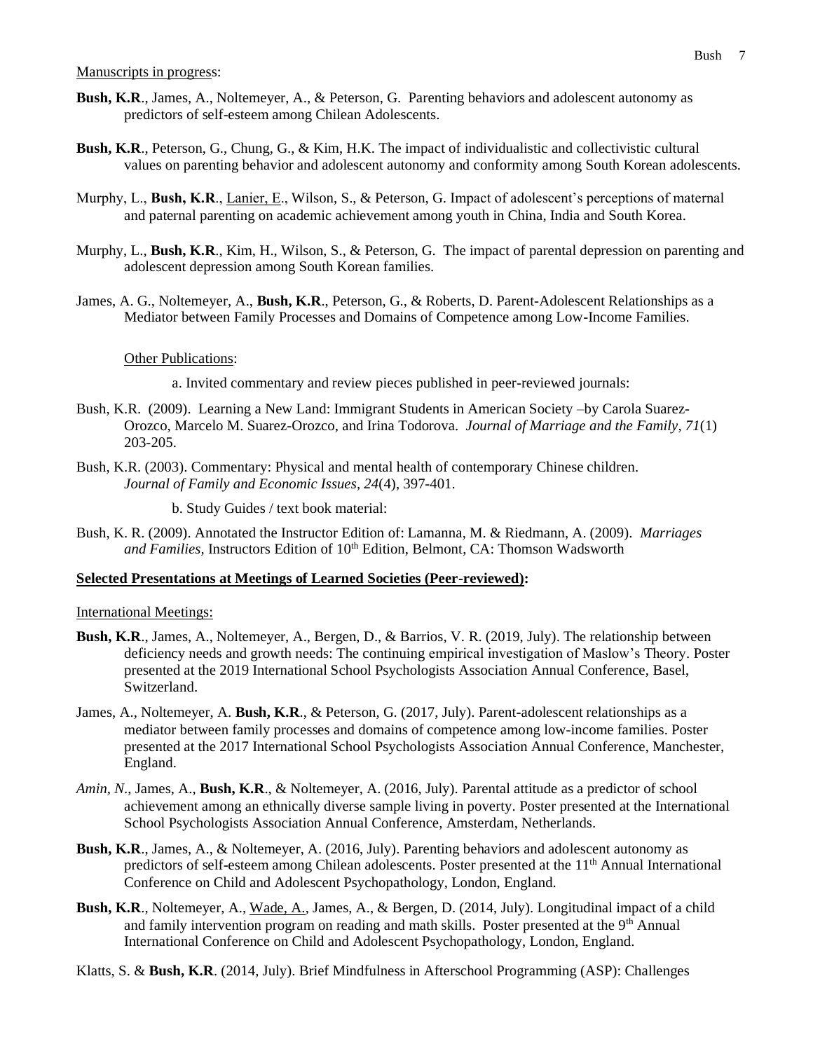Manuscripts in progress:

**Bush, K.R**., James, A., Noltemeyer, A., & Peterson, G. Parenting behaviors and adolescent autonomy as predictors of self-esteem among Chilean Adolescents.

**Bush, K.R**., Peterson, G., Chung, G., & Kim, H.K. The impact of individualistic and collectivistic cultural values on parenting behavior and adolescent autonomy and conformity among South Korean adolescents.

Murphy, L., **Bush, K.R**., Lanier, E., Wilson, S., & Peterson, G. Impact of adolescent's perceptions of maternal and paternal parenting on academic achievement among youth in China, India and South Korea.

Murphy, L., **Bush, K.R**., Kim, H., Wilson, S., & Peterson, G. The impact of parental depression on parenting and adolescent depression among South Korean families.

James, A. G., Noltemeyer, A., **Bush, K.R**., Peterson, G., & Roberts, D. Parent-Adolescent Relationships as a Mediator between Family Processes and Domains of Competence among Low-Income Families.

Other Publications:

a. Invited commentary and review pieces published in peer-reviewed journals:

Bush, K.R. (2009). Learning a New Land: Immigrant Students in American Society –by Carola Suarez-Orozco, Marcelo M. Suarez-Orozco, and Irina Todorova. *Journal of Marriage and the Family, 71*(1) 203-205.

Bush, K.R. (2003). Commentary: Physical and mental health of contemporary Chinese children. *Journal of Family and Economic Issues, 24*(4), 397-401.

b. Study Guides / text book material:

Bush, K. R. (2009). Annotated the Instructor Edition of: Lamanna, M. & Riedmann, A. (2009). *Marriages and Families,* Instructors Edition of 10th Edition, Belmont, CA: Thomson Wadsworth

**Selected Presentations at Meetings of Learned Societies (Peer-reviewed):**

International Meetings:

**Bush, K.R**., James, A., Noltemeyer, A., Bergen, D., & Barrios, V. R. (2019, July). The relationship between deficiency needs and growth needs: The continuing empirical investigation of Maslow's Theory. Poster presented at the 2019 International School Psychologists Association Annual Conference, Basel, Switzerland.

James, A., Noltemeyer, A. **Bush, K.R**., & Peterson, G. (2017, July). Parent-adolescent relationships as a mediator between family processes and domains of competence among low-income families. Poster presented at the 2017 International School Psychologists Association Annual Conference, Manchester, England.

*Amin, N*., James, A., **Bush, K.R**., & Noltemeyer, A. (2016, July). Parental attitude as a predictor of school achievement among an ethnically diverse sample living in poverty. Poster presented at the International School Psychologists Association Annual Conference, Amsterdam, Netherlands.

**Bush, K.R**., James, A., & Noltemeyer, A. (2016, July). Parenting behaviors and adolescent autonomy as predictors of self-esteem among Chilean adolescents. Poster presented at the 11th Annual International Conference on Child and Adolescent Psychopathology, London, England.

**Bush, K.R**., Noltemeyer, A., Wade, A., James, A., & Bergen, D. (2014, July). Longitudinal impact of a child and family intervention program on reading and math skills. Poster presented at the 9th Annual International Conference on Child and Adolescent Psychopathology, London, England.

Klatts, S. & **Bush, K.R**. (2014, July). Brief Mindfulness in Afterschool Programming (ASP): Challenges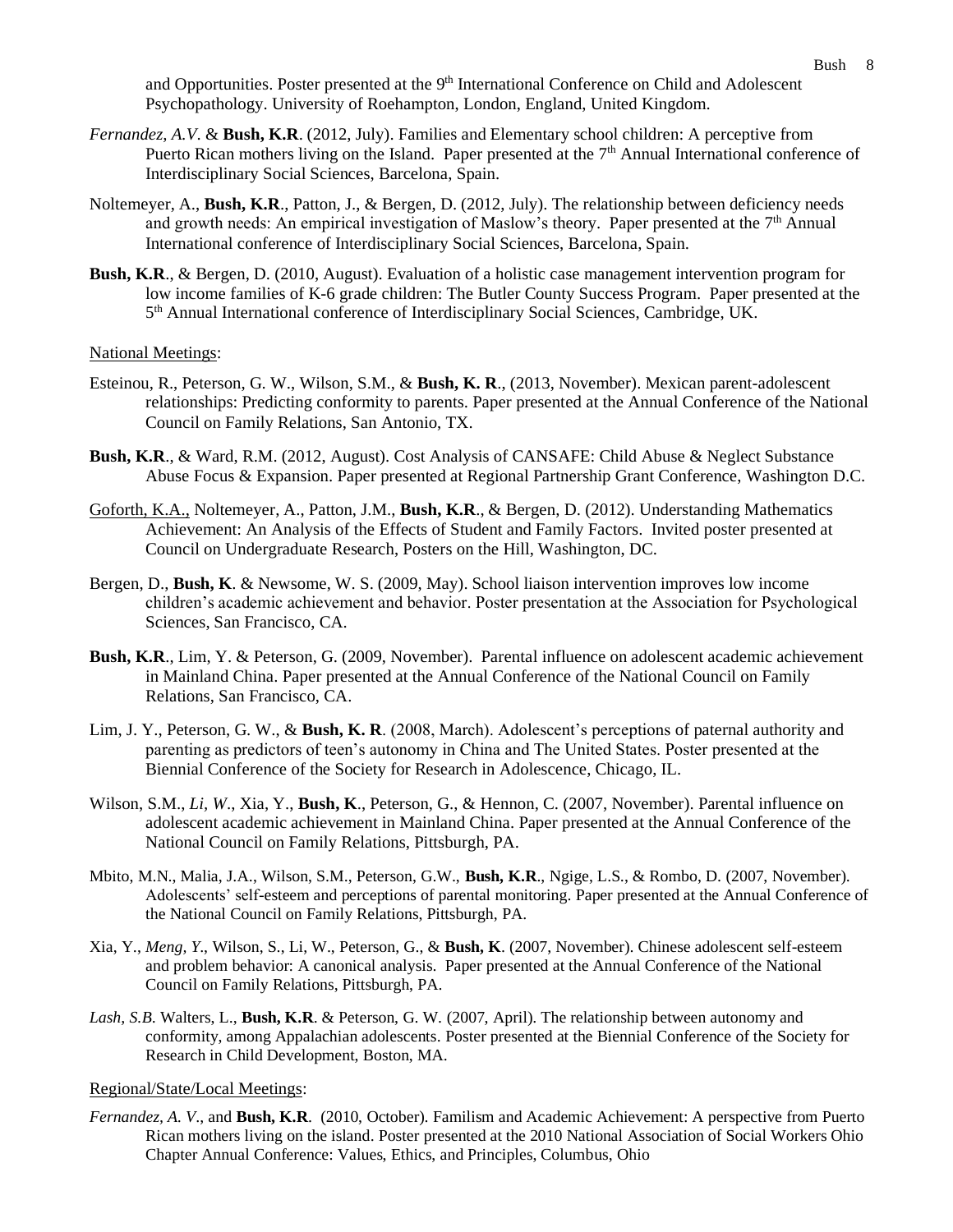and Opportunities. Poster presented at the 9th International Conference on Child and Adolescent Psychopathology. University of Roehampton, London, England, United Kingdom.

*Fernandez, A.V.* & **Bush, K.R**. (2012, July). Families and Elementary school children: A perceptive from Puerto Rican mothers living on the Island. Paper presented at the 7th Annual International conference of Interdisciplinary Social Sciences, Barcelona, Spain.

Noltemeyer, A., **Bush, K.R**., Patton, J., & Bergen, D. (2012, July). The relationship between deficiency needs and growth needs: An empirical investigation of Maslow's theory. Paper presented at the 7th Annual International conference of Interdisciplinary Social Sciences, Barcelona, Spain.

**Bush, K.R**., & Bergen, D. (2010, August). Evaluation of a holistic case management intervention program for low income families of K-6 grade children: The Butler County Success Program. Paper presented at the 5th Annual International conference of Interdisciplinary Social Sciences, Cambridge, UK.

National Meetings:

Esteinou, R., Peterson, G. W., Wilson, S.M., & **Bush, K. R**., (2013, November). Mexican parent-adolescent relationships: Predicting conformity to parents. Paper presented at the Annual Conference of the National Council on Family Relations, San Antonio, TX.

**Bush, K.R**., & Ward, R.M. (2012, August). Cost Analysis of CANSAFE: Child Abuse & Neglect Substance Abuse Focus & Expansion. Paper presented at Regional Partnership Grant Conference, Washington D.C.

Goforth, K.A., Noltemeyer, A., Patton, J.M., **Bush, K.R**., & Bergen, D. (2012). Understanding Mathematics Achievement: An Analysis of the Effects of Student and Family Factors. Invited poster presented at Council on Undergraduate Research, Posters on the Hill, Washington, DC.

Bergen, D., **Bush, K**. & Newsome, W. S. (2009, May). School liaison intervention improves low income children's academic achievement and behavior. Poster presentation at the Association for Psychological Sciences, San Francisco, CA.

**Bush, K.R**., Lim, Y. & Peterson, G. (2009, November). Parental influence on adolescent academic achievement in Mainland China. Paper presented at the Annual Conference of the National Council on Family Relations, San Francisco, CA.

Lim, J. Y., Peterson, G. W., & **Bush, K. R**. (2008, March). Adolescent's perceptions of paternal authority and parenting as predictors of teen's autonomy in China and The United States. Poster presented at the Biennial Conference of the Society for Research in Adolescence, Chicago, IL.

Wilson, S.M., *Li, W*., Xia, Y., **Bush, K**., Peterson, G., & Hennon, C. (2007, November). Parental influence on adolescent academic achievement in Mainland China. Paper presented at the Annual Conference of the National Council on Family Relations, Pittsburgh, PA.

Mbito, M.N., Malia, J.A., Wilson, S.M., Peterson, G.W., **Bush, K.R**., Ngige, L.S., & Rombo, D. (2007, November). Adolescents' self-esteem and perceptions of parental monitoring. Paper presented at the Annual Conference of the National Council on Family Relations, Pittsburgh, PA.

Xia, Y., *Meng, Y*., Wilson, S., Li, W., Peterson, G., & **Bush, K**. (2007, November). Chinese adolescent self-esteem and problem behavior: A canonical analysis. Paper presented at the Annual Conference of the National Council on Family Relations, Pittsburgh, PA.

*Lash, S.B.* Walters, L., **Bush, K.R**. & Peterson, G. W. (2007, April). The relationship between autonomy and conformity, among Appalachian adolescents. Poster presented at the Biennial Conference of the Society for Research in Child Development, Boston, MA.

Regional/State/Local Meetings:

*Fernandez, A. V*., and **Bush, K.R**. (2010, October). Familism and Academic Achievement: A perspective from Puerto Rican mothers living on the island. Poster presented at the 2010 National Association of Social Workers Ohio Chapter Annual Conference: Values, Ethics, and Principles, Columbus, Ohio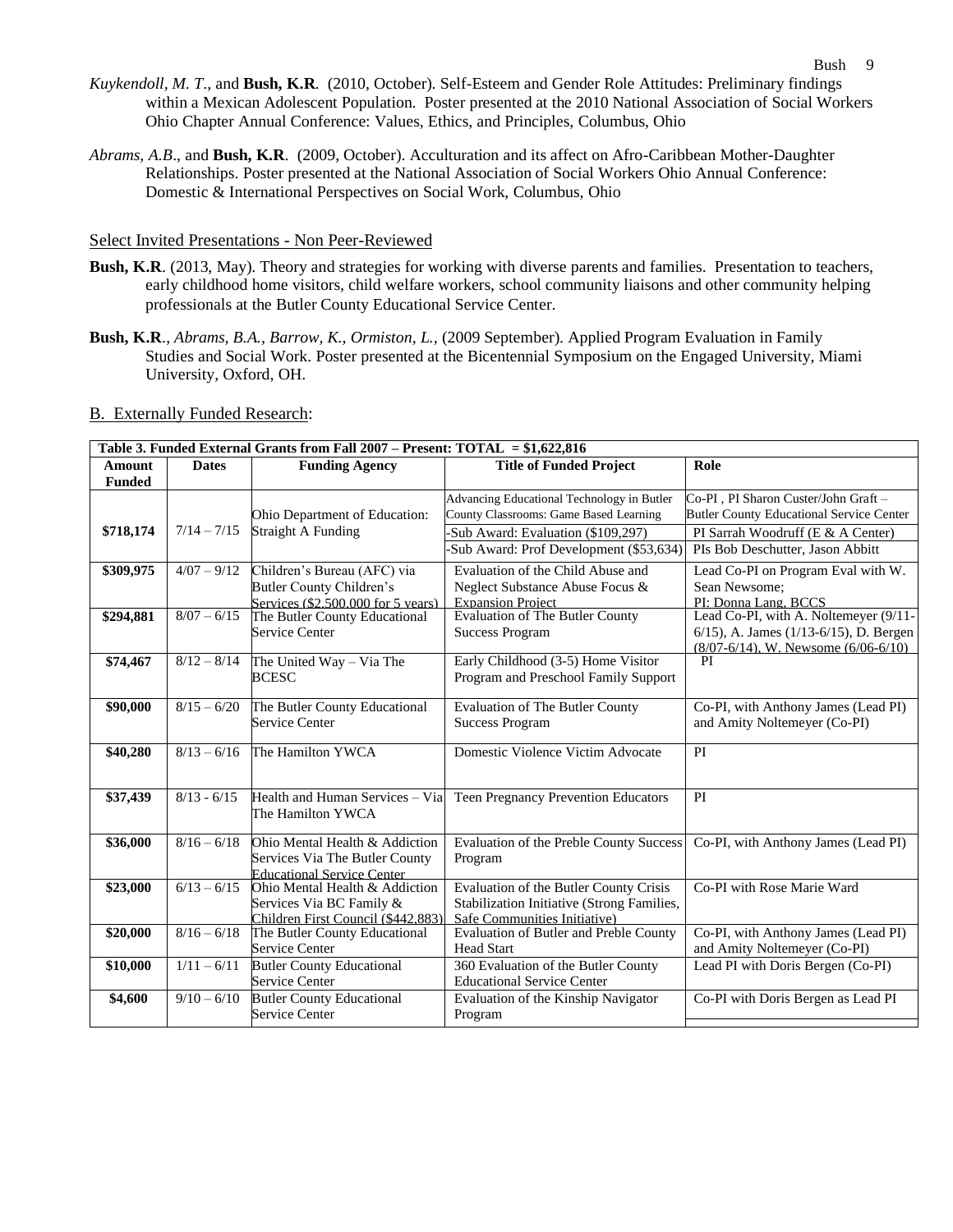*Kuykendoll, M. T*., and **Bush, K.R**. (2010, October). Self-Esteem and Gender Role Attitudes: Preliminary findings within a Mexican Adolescent Population. Poster presented at the 2010 National Association of Social Workers Ohio Chapter Annual Conference: Values, Ethics, and Principles, Columbus, Ohio

*Abrams, A.B*., and **Bush, K.R**. (2009, October). Acculturation and its affect on Afro-Caribbean Mother-Daughter Relationships. Poster presented at the National Association of Social Workers Ohio Annual Conference: Domestic & International Perspectives on Social Work, Columbus, Ohio

Select Invited Presentations - Non Peer-Reviewed

**Bush, K.R**. (2013, May). Theory and strategies for working with diverse parents and families. Presentation to teachers, early childhood home visitors, child welfare workers, school community liaisons and other community helping professionals at the Butler County Educational Service Center.

**Bush, K.R**., *Abrams, B.A., Barrow, K., Ormiston, L.,* (2009 September). Applied Program Evaluation in Family Studies and Social Work. Poster presented at the Bicentennial Symposium on the Engaged University, Miami University, Oxford, OH.

B. Externally Funded Research:

| Table 3. Funded External Grants from Fall 2007 – Present: TOTAL = $1,622,816 | | | | |
|---|---|---|---|---|
| **Amount Funded** | **Dates** | **Funding Agency** | **Title of Funded Project** | **Role** |
| **$718,174** | 7/14 – 7/15 | Ohio Department of Education: Straight A Funding | Advancing Educational Technology in Butler County Classrooms: Game Based Learning | Co-PI , PI Sharon Custer/John Graft – Butler County Educational Service Center |
| | | | -Sub Award: Evaluation ($109,297) | PI Sarrah Woodruff (E & A Center) |
| | | | -Sub Award: Prof Development ($53,634) | PIs Bob Deschutter, Jason Abbitt |
| **$309,975** | 4/07 – 9/12 | Children's Bureau (AFC) via Butler County Children's Services ($2,500,000 for 5 years) | Evaluation of the Child Abuse and Neglect Substance Abuse Focus & Expansion Project | Lead Co-PI on Program Eval with W. Sean Newsome; PI: Donna Lang, BCCS |
| **$294,881** | 8/07 – 6/15 | The Butler County Educational Service Center | Evaluation of The Butler County Success Program | Lead Co-PI, with A. Noltemeyer (9/11-6/15), A. James (1/13-6/15), D. Bergen (8/07-6/14), W. Newsome (6/06-6/10) |
| **$74,467** | 8/12 – 8/14 | The United Way – Via The BCESC | Early Childhood (3-5) Home Visitor Program and Preschool Family Support | PI |
| **$90,000** | 8/15 – 6/20 | The Butler County Educational Service Center | Evaluation of The Butler County Success Program | Co-PI, with Anthony James (Lead PI) and Amity Noltemeyer (Co-PI) |
| **$40,280** | 8/13 – 6/16 | The Hamilton YWCA | Domestic Violence Victim Advocate | PI |
| **$37,439** | 8/13 - 6/15 | Health and Human Services – Via The Hamilton YWCA | Teen Pregnancy Prevention Educators | PI |
| **$36,000** | 8/16 – 6/18 | Ohio Mental Health & Addiction Services Via The Butler County Educational Service Center | Evaluation of the Preble County Success Program | Co-PI, with Anthony James (Lead PI) |
| **$23,000** | 6/13 – 6/15 | Ohio Mental Health & Addiction Services Via BC Family & Children First Council ($442,883) | Evaluation of the Butler County Crisis Stabilization Initiative (Strong Families, Safe Communities Initiative) | Co-PI with Rose Marie Ward |
| **$20,000** | 8/16 – 6/18 | The Butler County Educational Service Center | Evaluation of Butler and Preble County Head Start | Co-PI, with Anthony James (Lead PI) and Amity Noltemeyer (Co-PI) |
| **$10,000** | 1/11 – 6/11 | Butler County Educational Service Center | 360 Evaluation of the Butler County Educational Service Center | Lead PI with Doris Bergen (Co-PI) |
| **$4,600** | 9/10 – 6/10 | Butler County Educational Service Center | Evaluation of the Kinship Navigator Program | Co-PI with Doris Bergen as Lead PI |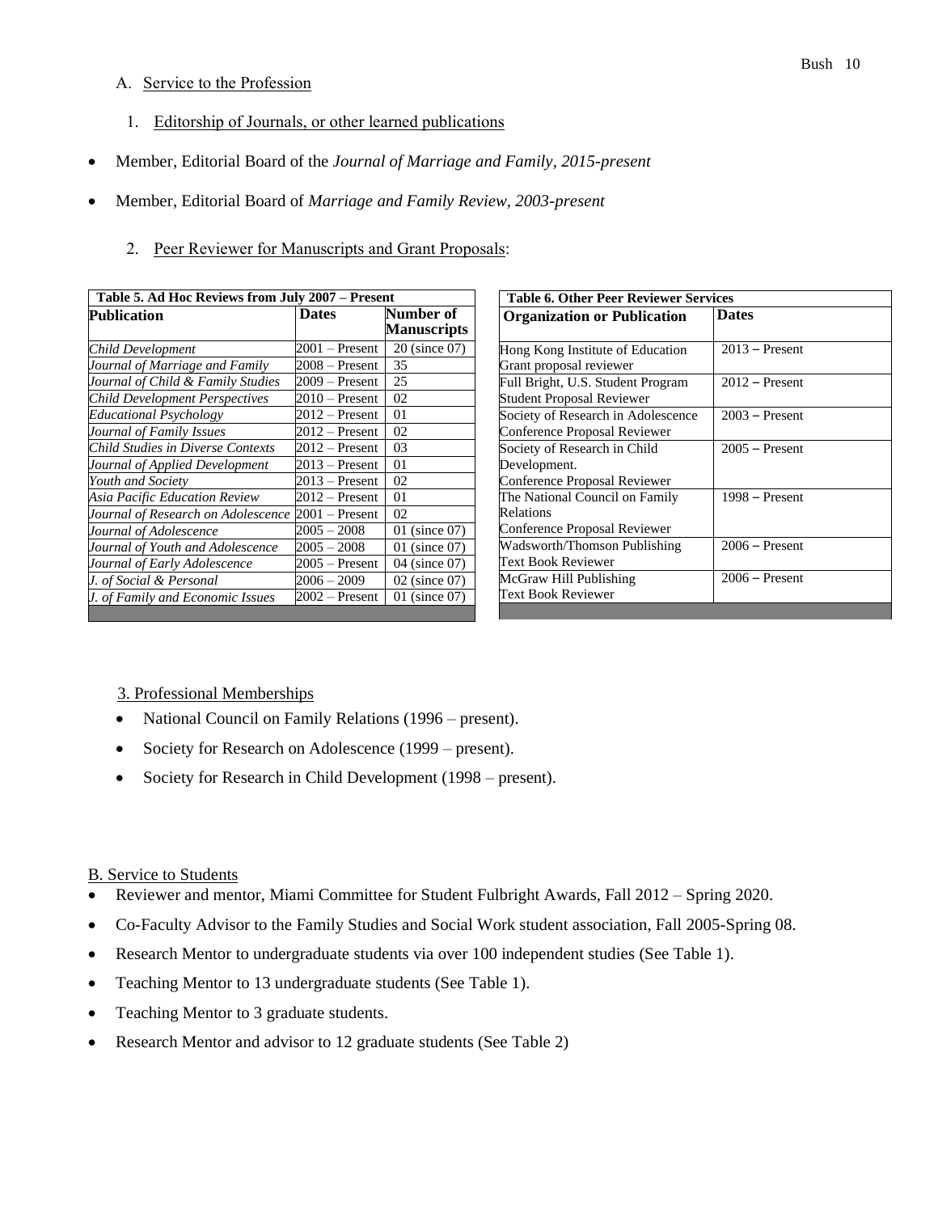## A. Service to the Profession

### 1. Editorship of Journals, or other learned publications

- Member, Editorial Board of the *Journal of Marriage and Family, 2015-present*
- Member, Editorial Board of *Marriage and Family Review, 2003-present*

### 2. Peer Reviewer for Manuscripts and Grant Proposals:

**Table 5. Ad Hoc Reviews from July 2007 – Present**

| Publication | Dates | Number of Manuscripts |
|---|---|---|
| *Child Development* | 2001 – Present | 20 (since 07) |
| *Journal of Marriage and Family* | 2008 – Present | 35 |
| *Journal of Child & Family Studies* | 2009 – Present | 25 |
| *Child Development Perspectives* | 2010 – Present | 02 |
| *Educational Psychology* | 2012 – Present | 01 |
| *Journal of Family Issues* | 2012 – Present | 02 |
| *Child Studies in Diverse Contexts* | 2012 – Present | 03 |
| *Journal of Applied Development* | 2013 – Present | 01 |
| *Youth and Society* | 2013 – Present | 02 |
| *Asia Pacific Education Review* | 2012 – Present | 01 |
| *Journal of Research on Adolescence* | 2001 – Present | 02 |
| *Journal of Adolescence* | 2005 – 2008 | 01 (since 07) |
| *Journal of Youth and Adolescence* | 2005 – 2008 | 01 (since 07) |
| *Journal of Early Adolescence* | 2005 – Present | 04 (since 07) |
| *J. of Social & Personal* | 2006 – 2009 | 02 (since 07) |
| *J. of Family and Economic Issues* | 2002 – Present | 01 (since 07) |

**Table 6. Other Peer Reviewer Services**

| Organization or Publication | Dates |
|---|---|
| Hong Kong Institute of Education Grant proposal reviewer | 2013 – Present |
| Full Bright, U.S. Student Program Student Proposal Reviewer | 2012 – Present |
| Society of Research in Adolescence Conference Proposal Reviewer | 2003 – Present |
| Society of Research in Child Development. Conference Proposal Reviewer | 2005 – Present |
| The National Council on Family Relations Conference Proposal Reviewer | 1998 – Present |
| Wadsworth/Thomson Publishing Text Book Reviewer | 2006 – Present |
| McGraw Hill Publishing Text Book Reviewer | 2006 – Present |

### 3. Professional Memberships

- National Council on Family Relations (1996 – present).
- Society for Research on Adolescence (1999 – present).
- Society for Research in Child Development (1998 – present).

## B. Service to Students

- Reviewer and mentor, Miami Committee for Student Fulbright Awards, Fall 2012 – Spring 2020.
- Co-Faculty Advisor to the Family Studies and Social Work student association, Fall 2005-Spring 08.
- Research Mentor to undergraduate students via over 100 independent studies (See Table 1).
- Teaching Mentor to 13 undergraduate students (See Table 1).
- Teaching Mentor to 3 graduate students.
- Research Mentor and advisor to 12 graduate students (See Table 2)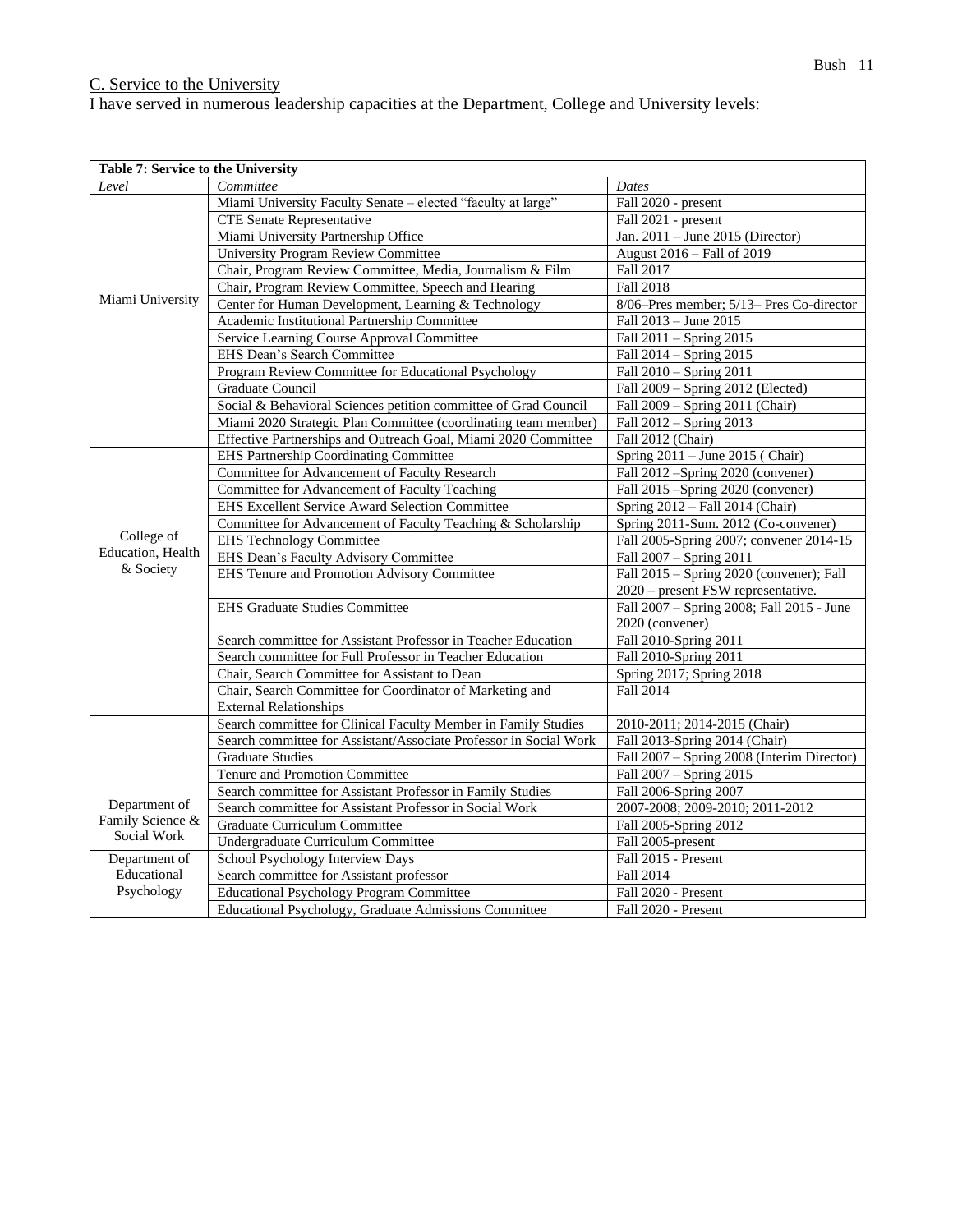C. Service to the University

I have served in numerous leadership capacities at the Department, College and University levels:

| **Table 7: Service to the University** | | |
|---|---|---|
| *Level* | *Committee* | *Dates* |
| Miami University | Miami University Faculty Senate – elected "faculty at large" | Fall 2020 - present |
| | CTE Senate Representative | Fall 2021 - present |
| | Miami University Partnership Office | Jan. 2011 – June 2015 (Director) |
| | University Program Review Committee | August 2016 – Fall of 2019 |
| | Chair, Program Review Committee, Media, Journalism & Film | Fall 2017 |
| | Chair, Program Review Committee, Speech and Hearing | Fall 2018 |
| | Center for Human Development, Learning & Technology | 8/06–Pres member; 5/13– Pres Co-director |
| | Academic Institutional Partnership Committee | Fall 2013 – June 2015 |
| | Service Learning Course Approval Committee | Fall 2011 – Spring 2015 |
| | EHS Dean's Search Committee | Fall 2014 – Spring 2015 |
| | Program Review Committee for Educational Psychology | Fall 2010 – Spring 2011 |
| | Graduate Council | Fall 2009 – Spring 2012 **(**Elected) |
| | Social & Behavioral Sciences petition committee of Grad Council | Fall 2009 – Spring 2011 (Chair) |
| | Miami 2020 Strategic Plan Committee (coordinating team member) | Fall 2012 – Spring 2013 |
| | Effective Partnerships and Outreach Goal, Miami 2020 Committee | Fall 2012 (Chair) |
| College of Education, Health & Society | EHS Partnership Coordinating Committee | Spring 2011 – June 2015 ( Chair) |
| | Committee for Advancement of Faculty Research | Fall 2012 –Spring 2020 (convener) |
| | Committee for Advancement of Faculty Teaching | Fall 2015 –Spring 2020 (convener) |
| | EHS Excellent Service Award Selection Committee | Spring 2012 – Fall 2014 (Chair) |
| | Committee for Advancement of Faculty Teaching & Scholarship | Spring 2011-Sum. 2012 (Co-convener) |
| | EHS Technology Committee | Fall 2005-Spring 2007; convener 2014-15 |
| | EHS Dean's Faculty Advisory Committee | Fall 2007 – Spring 2011 |
| | EHS Tenure and Promotion Advisory Committee | Fall 2015 – Spring 2020 (convener); Fall 2020 – present FSW representative. |
| | EHS Graduate Studies Committee | Fall 2007 – Spring 2008; Fall 2015 - June 2020 (convener) |
| | Search committee for Assistant Professor in Teacher Education | Fall 2010-Spring 2011 |
| | Search committee for Full Professor in Teacher Education | Fall 2010-Spring 2011 |
| | Chair, Search Committee for Assistant to Dean | Spring 2017; Spring 2018 |
| | Chair, Search Committee for Coordinator of Marketing and External Relationships | Fall 2014 |
| Department of Family Science & Social Work | Search committee for Clinical Faculty Member in Family Studies | 2010-2011; 2014-2015 (Chair) |
| | Search committee for Assistant/Associate Professor in Social Work | Fall 2013-Spring 2014 (Chair) |
| | Graduate Studies | Fall 2007 – Spring 2008 (Interim Director) |
| | Tenure and Promotion Committee | Fall 2007 – Spring 2015 |
| | Search committee for Assistant Professor in Family Studies | Fall 2006-Spring 2007 |
| | Search committee for Assistant Professor in Social Work | 2007-2008; 2009-2010; 2011-2012 |
| | Graduate Curriculum Committee | Fall 2005-Spring 2012 |
| | Undergraduate Curriculum Committee | Fall 2005-present |
| Department of Educational Psychology | School Psychology Interview Days | Fall 2015 - Present |
| | Search committee for Assistant professor | Fall 2014 |
| | Educational Psychology Program Committee | Fall 2020 - Present |
| | Educational Psychology, Graduate Admissions Committee | Fall 2020 - Present |